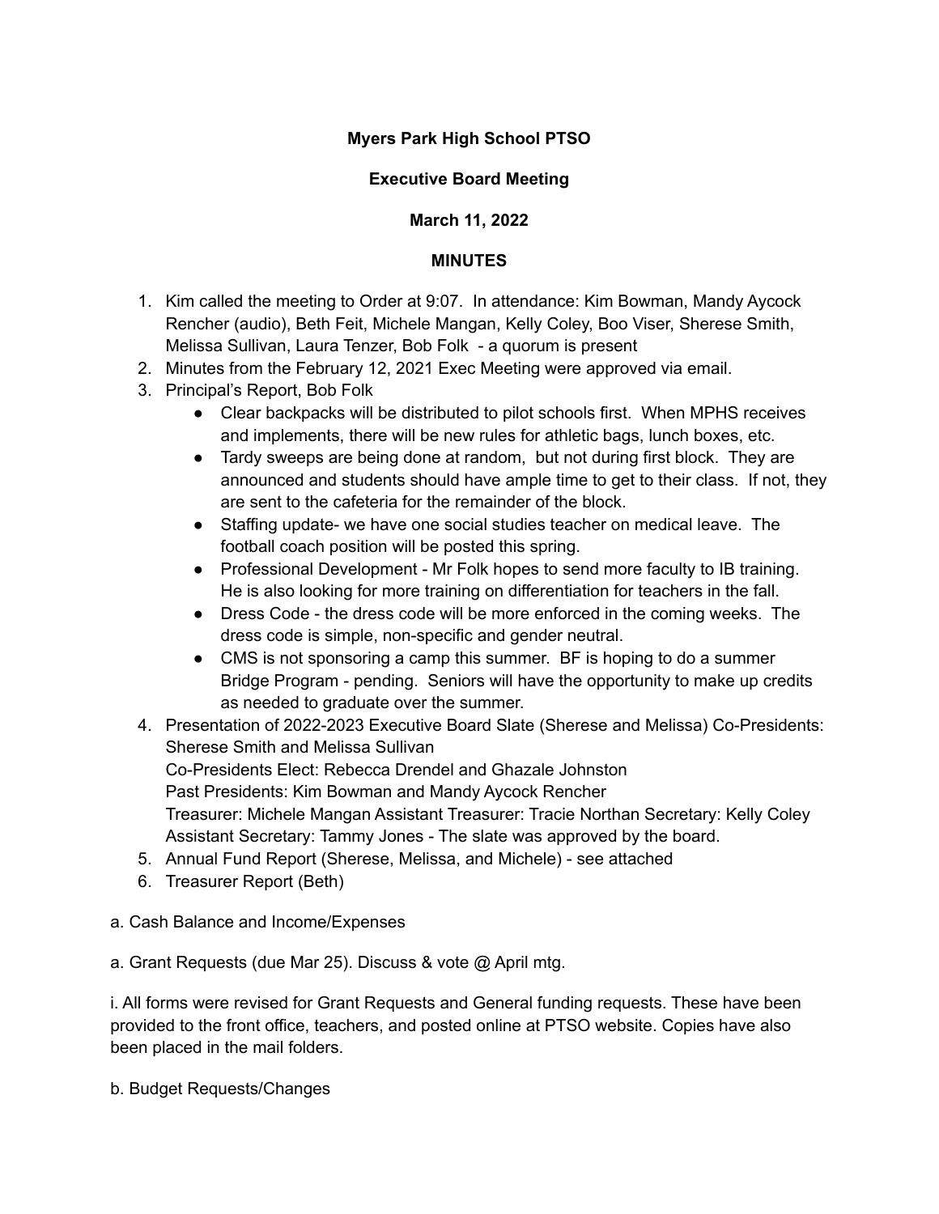**Myers Park High School PTSO**

**Executive Board Meeting**

**March 11, 2022**

**MINUTES**

1. Kim called the meeting to Order at 9:07. In attendance: Kim Bowman, Mandy Aycock Rencher (audio), Beth Feit, Michele Mangan, Kelly Coley, Boo Viser, Sherese Smith, Melissa Sullivan, Laura Tenzer, Bob Folk - a quorum is present
2. Minutes from the February 12, 2021 Exec Meeting were approved via email.
3. Principal's Report, Bob Folk
   - Clear backpacks will be distributed to pilot schools first. When MPHS receives and implements, there will be new rules for athletic bags, lunch boxes, etc.
   - Tardy sweeps are being done at random, but not during first block. They are announced and students should have ample time to get to their class. If not, they are sent to the cafeteria for the remainder of the block.
   - Staffing update- we have one social studies teacher on medical leave. The football coach position will be posted this spring.
   - Professional Development - Mr Folk hopes to send more faculty to IB training. He is also looking for more training on differentiation for teachers in the fall.
   - Dress Code - the dress code will be more enforced in the coming weeks. The dress code is simple, non-specific and gender neutral.
   - CMS is not sponsoring a camp this summer. BF is hoping to do a summer Bridge Program - pending. Seniors will have the opportunity to make up credits as needed to graduate over the summer.
4. Presentation of 2022-2023 Executive Board Slate (Sherese and Melissa) Co-Presidents: Sherese Smith and Melissa Sullivan
   Co-Presidents Elect: Rebecca Drendel and Ghazale Johnston
   Past Presidents: Kim Bowman and Mandy Aycock Rencher
   Treasurer: Michele Mangan Assistant Treasurer: Tracie Northan Secretary: Kelly Coley
   Assistant Secretary: Tammy Jones - The slate was approved by the board.
5. Annual Fund Report (Sherese, Melissa, and Michele) - see attached
6. Treasurer Report (Beth)

a. Cash Balance and Income/Expenses

a. Grant Requests (due Mar 25). Discuss & vote @ April mtg.

i. All forms were revised for Grant Requests and General funding requests. These have been provided to the front office, teachers, and posted online at PTSO website. Copies have also been placed in the mail folders.

b. Budget Requests/Changes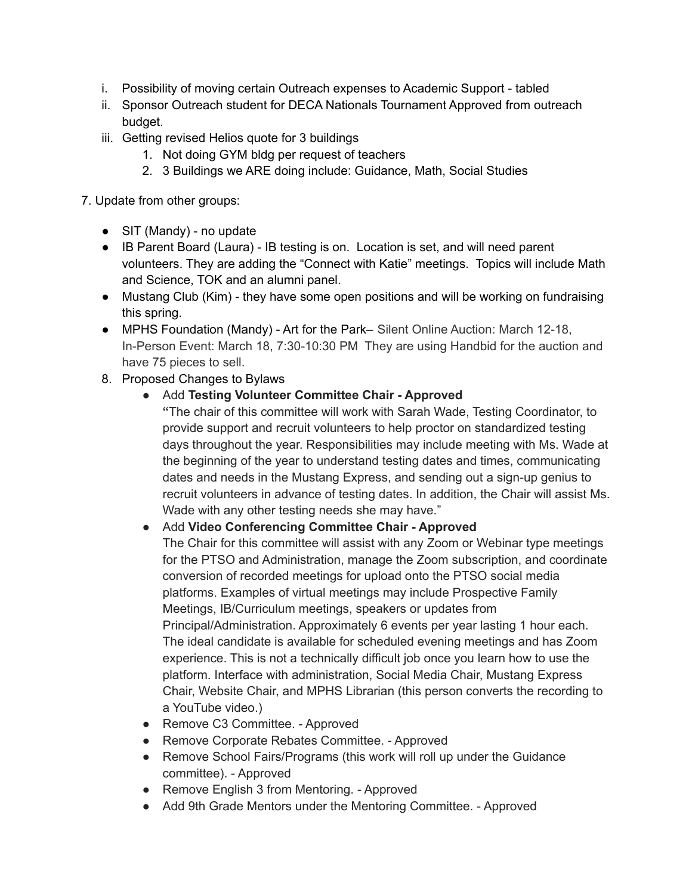i. Possibility of moving certain Outreach expenses to Academic Support - tabled
ii. Sponsor Outreach student for DECA Nationals Tournament Approved from outreach budget.
iii. Getting revised Helios quote for 3 buildings
    1. Not doing GYM bldg per request of teachers
    2. 3 Buildings we ARE doing include: Guidance, Math, Social Studies

7. Update from other groups:

- SIT (Mandy) - no update
- IB Parent Board (Laura) - IB testing is on. Location is set, and will need parent volunteers. They are adding the "Connect with Katie" meetings. Topics will include Math and Science, TOK and an alumni panel.
- Mustang Club (Kim) - they have some open positions and will be working on fundraising this spring.
- MPHS Foundation (Mandy) - Art for the Park– Silent Online Auction: March 12-18, In-Person Event: March 18, 7:30-10:30 PM They are using Handbid for the auction and have 75 pieces to sell.

8. Proposed Changes to Bylaws
    - Add **Testing Volunteer Committee Chair - Approved**
      **"**The chair of this committee will work with Sarah Wade, Testing Coordinator, to provide support and recruit volunteers to help proctor on standardized testing days throughout the year. Responsibilities may include meeting with Ms. Wade at the beginning of the year to understand testing dates and times, communicating dates and needs in the Mustang Express, and sending out a sign-up genius to recruit volunteers in advance of testing dates. In addition, the Chair will assist Ms. Wade with any other testing needs she may have."
    - Add **Video Conferencing Committee Chair - Approved**
      The Chair for this committee will assist with any Zoom or Webinar type meetings for the PTSO and Administration, manage the Zoom subscription, and coordinate conversion of recorded meetings for upload onto the PTSO social media platforms. Examples of virtual meetings may include Prospective Family Meetings, IB/Curriculum meetings, speakers or updates from Principal/Administration. Approximately 6 events per year lasting 1 hour each. The ideal candidate is available for scheduled evening meetings and has Zoom experience. This is not a technically difficult job once you learn how to use the platform. Interface with administration, Social Media Chair, Mustang Express Chair, Website Chair, and MPHS Librarian (this person converts the recording to a YouTube video.)
    - Remove C3 Committee. - Approved
    - Remove Corporate Rebates Committee. - Approved
    - Remove School Fairs/Programs (this work will roll up under the Guidance committee). - Approved
    - Remove English 3 from Mentoring. - Approved
    - Add 9th Grade Mentors under the Mentoring Committee. - Approved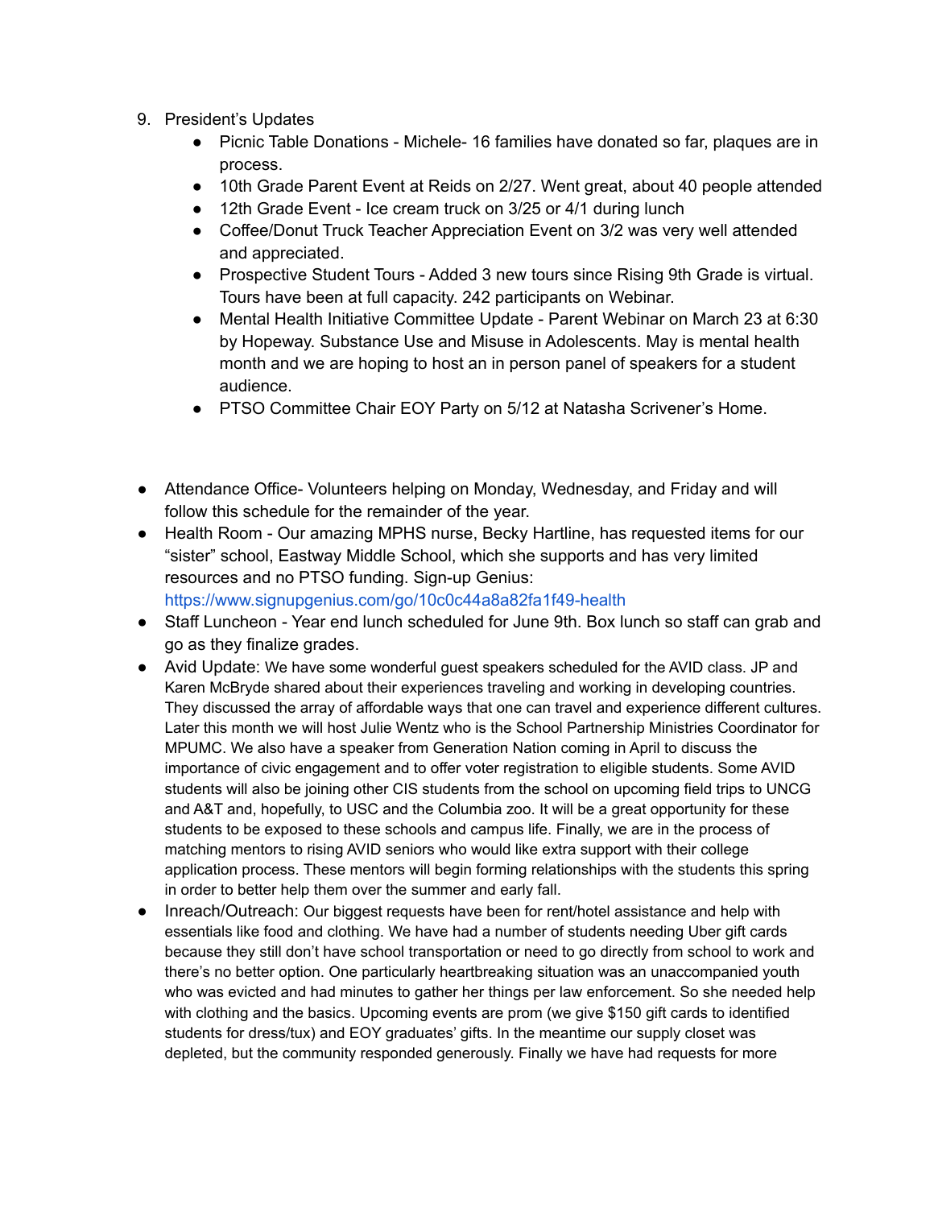9. President's Updates
    - Picnic Table Donations - Michele- 16 families have donated so far, plaques are in process.
    - 10th Grade Parent Event at Reids on 2/27. Went great, about 40 people attended
    - 12th Grade Event - Ice cream truck on 3/25 or 4/1 during lunch
    - Coffee/Donut Truck Teacher Appreciation Event on 3/2 was very well attended and appreciated.
    - Prospective Student Tours - Added 3 new tours since Rising 9th Grade is virtual. Tours have been at full capacity. 242 participants on Webinar.
    - Mental Health Initiative Committee Update - Parent Webinar on March 23 at 6:30 by Hopeway. Substance Use and Misuse in Adolescents. May is mental health month and we are hoping to host an in person panel of speakers for a student audience.
    - PTSO Committee Chair EOY Party on 5/12 at Natasha Scrivener's Home.

- Attendance Office- Volunteers helping on Monday, Wednesday, and Friday and will follow this schedule for the remainder of the year.
- Health Room - Our amazing MPHS nurse, Becky Hartline, has requested items for our "sister" school, Eastway Middle School, which she supports and has very limited resources and no PTSO funding. Sign-up Genius: https://www.signupgenius.com/go/10c0c44a8a82fa1f49-health
- Staff Luncheon - Year end lunch scheduled for June 9th. Box lunch so staff can grab and go as they finalize grades.
- Avid Update: We have some wonderful guest speakers scheduled for the AVID class. JP and Karen McBryde shared about their experiences traveling and working in developing countries. They discussed the array of affordable ways that one can travel and experience different cultures. Later this month we will host Julie Wentz who is the School Partnership Ministries Coordinator for MPUMC. We also have a speaker from Generation Nation coming in April to discuss the importance of civic engagement and to offer voter registration to eligible students. Some AVID students will also be joining other CIS students from the school on upcoming field trips to UNCG and A&T and, hopefully, to USC and the Columbia zoo. It will be a great opportunity for these students to be exposed to these schools and campus life. Finally, we are in the process of matching mentors to rising AVID seniors who would like extra support with their college application process. These mentors will begin forming relationships with the students this spring in order to better help them over the summer and early fall.
- Inreach/Outreach: Our biggest requests have been for rent/hotel assistance and help with essentials like food and clothing. We have had a number of students needing Uber gift cards because they still don't have school transportation or need to go directly from school to work and there's no better option. One particularly heartbreaking situation was an unaccompanied youth who was evicted and had minutes to gather her things per law enforcement. So she needed help with clothing and the basics. Upcoming events are prom (we give $150 gift cards to identified students for dress/tux) and EOY graduates' gifts. In the meantime our supply closet was depleted, but the community responded generously. Finally we have had requests for more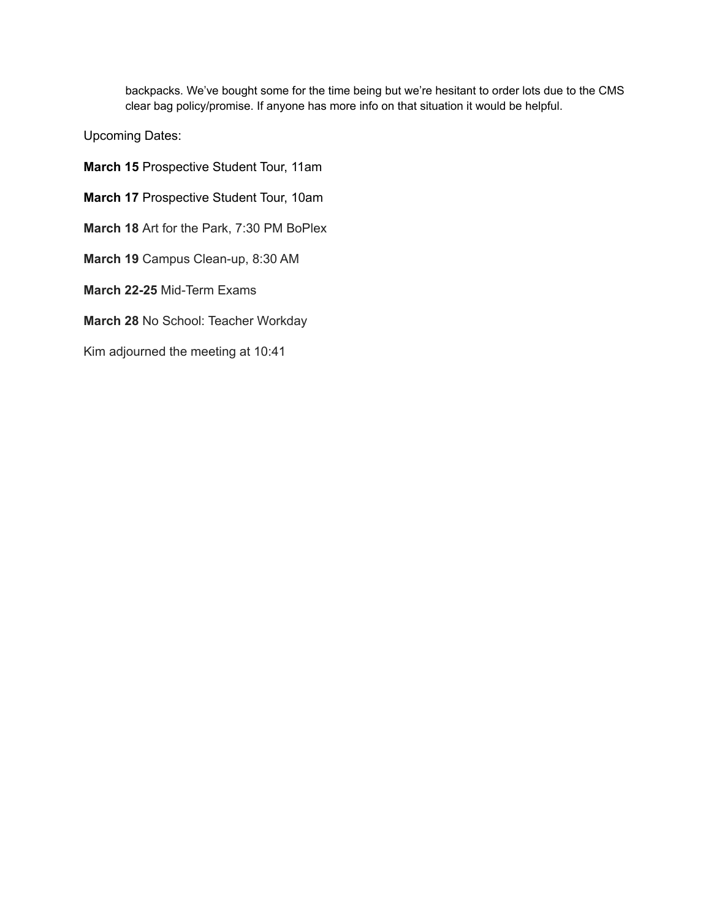backpacks. We've bought some for the time being but we're hesitant to order lots due to the CMS clear bag policy/promise. If anyone has more info on that situation it would be helpful.

Upcoming Dates:

**March 15** Prospective Student Tour, 11am

**March 17** Prospective Student Tour, 10am

**March 18** Art for the Park, 7:30 PM BoPlex

**March 19** Campus Clean-up, 8:30 AM

**March 22-25** Mid-Term Exams

**March 28** No School: Teacher Workday

Kim adjourned the meeting at 10:41